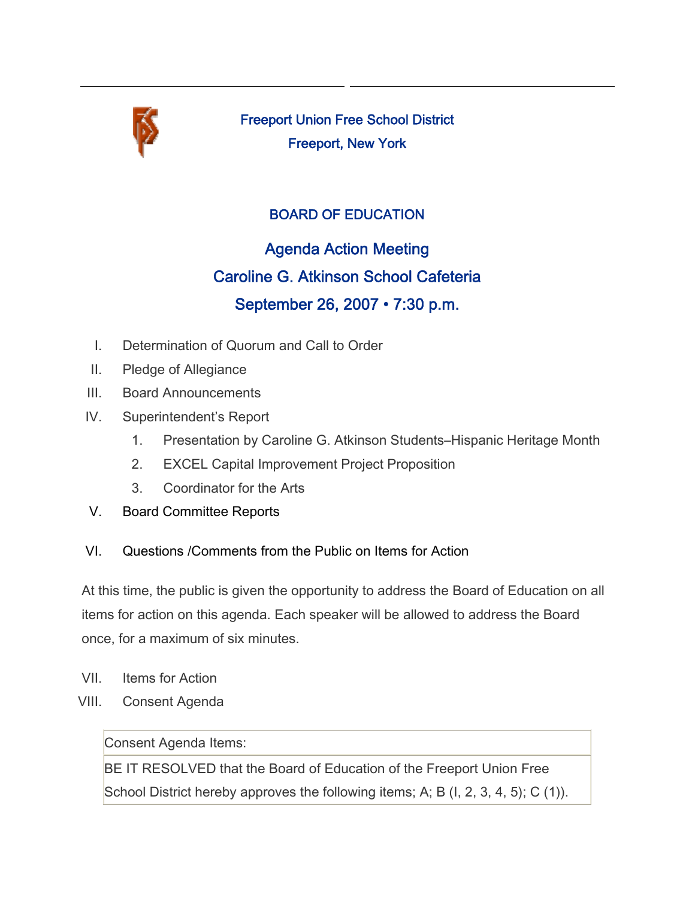# Freeport Union Free School District

Freeport, New York

## BOARD OF EDUCATION

## Agenda Action Meeting

## Caroline G. Atkinson School Cafeteria

## September 26, 2007 • 7:30 p.m.

I. Determination of Quorum and Call to Order

II. Pledge of Allegiance

III. Board Announcements

IV. Superintendent's Report

1. Presentation by Caroline G. Atkinson Students–Hispanic Heritage Month
2. EXCEL Capital Improvement Project Proposition
3. Coordinator for the Arts

V. Board Committee Reports

VI. Questions /Comments from the Public on Items for Action

At this time, the public is given the opportunity to address the Board of Education on all items for action on this agenda. Each speaker will be allowed to address the Board once, for a maximum of six minutes.

VII. Items for Action

VIII. Consent Agenda

| Consent Agenda Items: |
|---|
| BE IT RESOLVED that the Board of Education of the Freeport Union Free School District hereby approves the following items; A; B (I, 2, 3, 4, 5); C (1)). |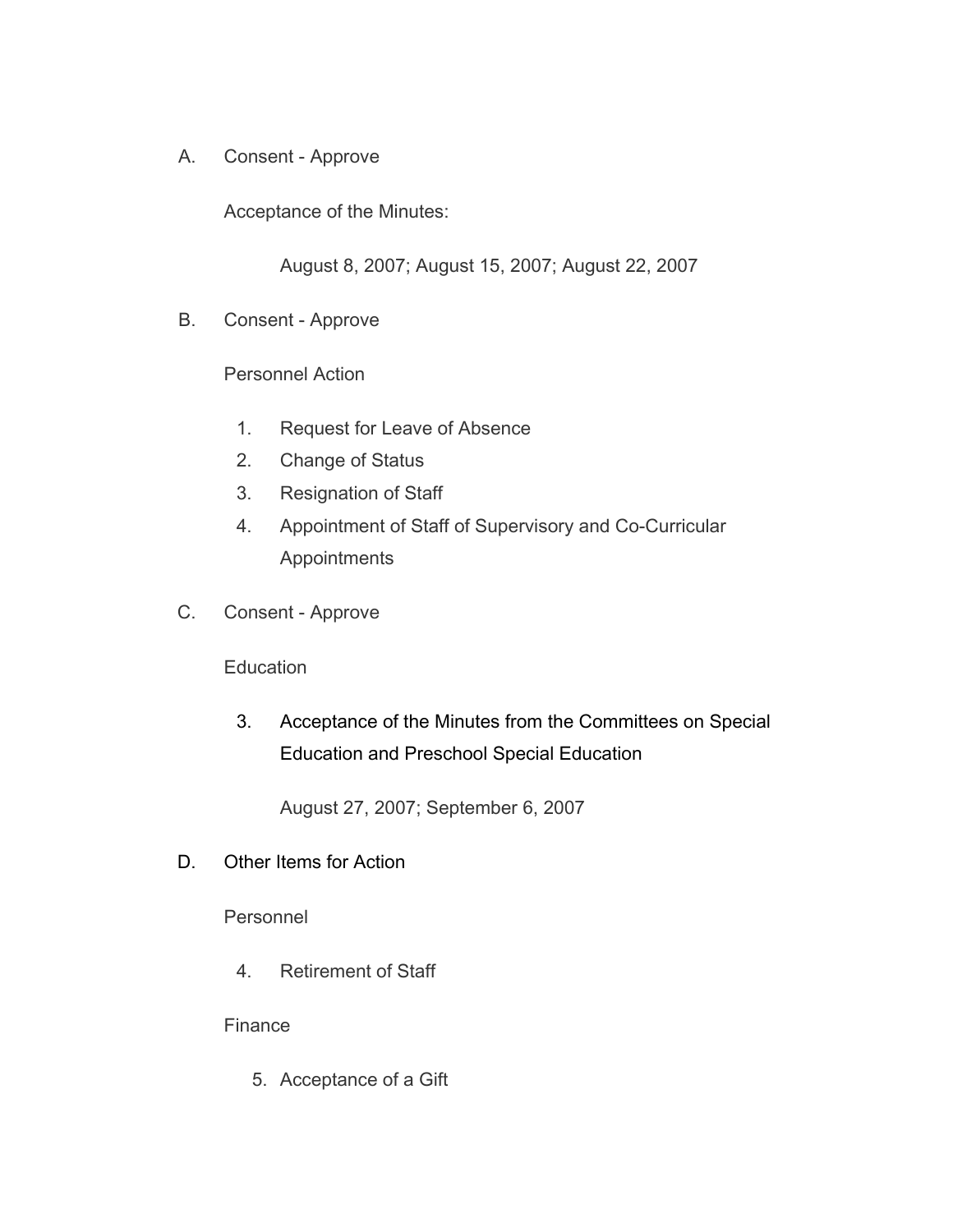A. Consent - Approve

Acceptance of the Minutes:

August 8, 2007; August 15, 2007; August 22, 2007

B. Consent - Approve

Personnel Action

1. Request for Leave of Absence
2. Change of Status
3. Resignation of Staff
4. Appointment of Staff of Supervisory and Co-Curricular Appointments

C. Consent - Approve

Education

3. Acceptance of the Minutes from the Committees on Special Education and Preschool Special Education

   August 27, 2007; September 6, 2007

D. Other Items for Action

Personnel

4. Retirement of Staff

Finance

5. Acceptance of a Gift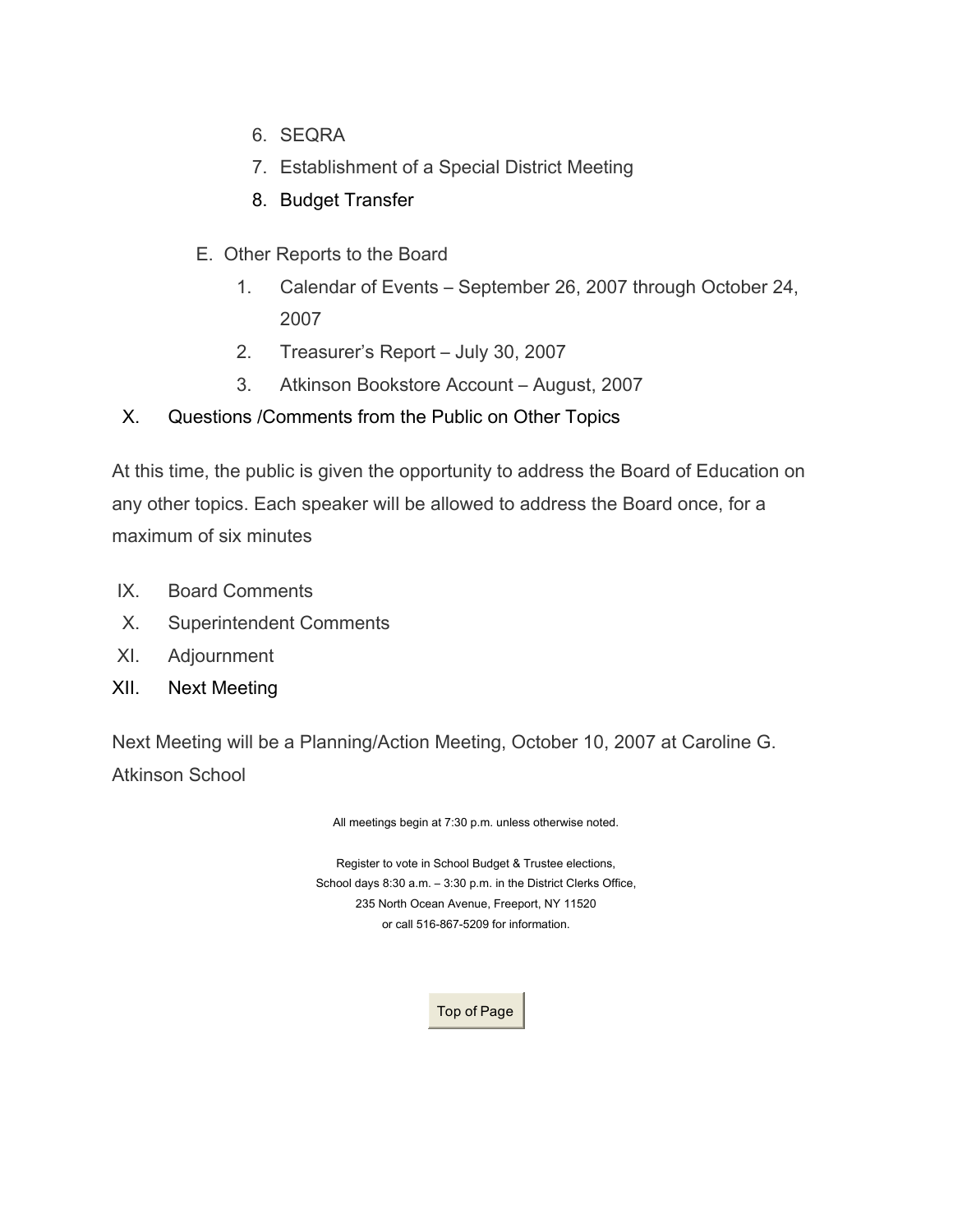6. SEQRA
7. Establishment of a Special District Meeting
8. Budget Transfer

E. Other Reports to the Board

1. Calendar of Events – September 26, 2007 through October 24, 2007
2. Treasurer's Report – July 30, 2007
3. Atkinson Bookstore Account – August, 2007

X. Questions /Comments from the Public on Other Topics

At this time, the public is given the opportunity to address the Board of Education on any other topics. Each speaker will be allowed to address the Board once, for a maximum of six minutes

IX. Board Comments

X. Superintendent Comments

XI. Adjournment

XII. Next Meeting

Next Meeting will be a Planning/Action Meeting, October 10, 2007 at Caroline G. Atkinson School

All meetings begin at 7:30 p.m. unless otherwise noted.

Register to vote in School Budget & Trustee elections,
School days 8:30 a.m. – 3:30 p.m. in the District Clerks Office,
235 North Ocean Avenue, Freeport, NY 11520
or call 516-867-5209 for information.

Top of Page